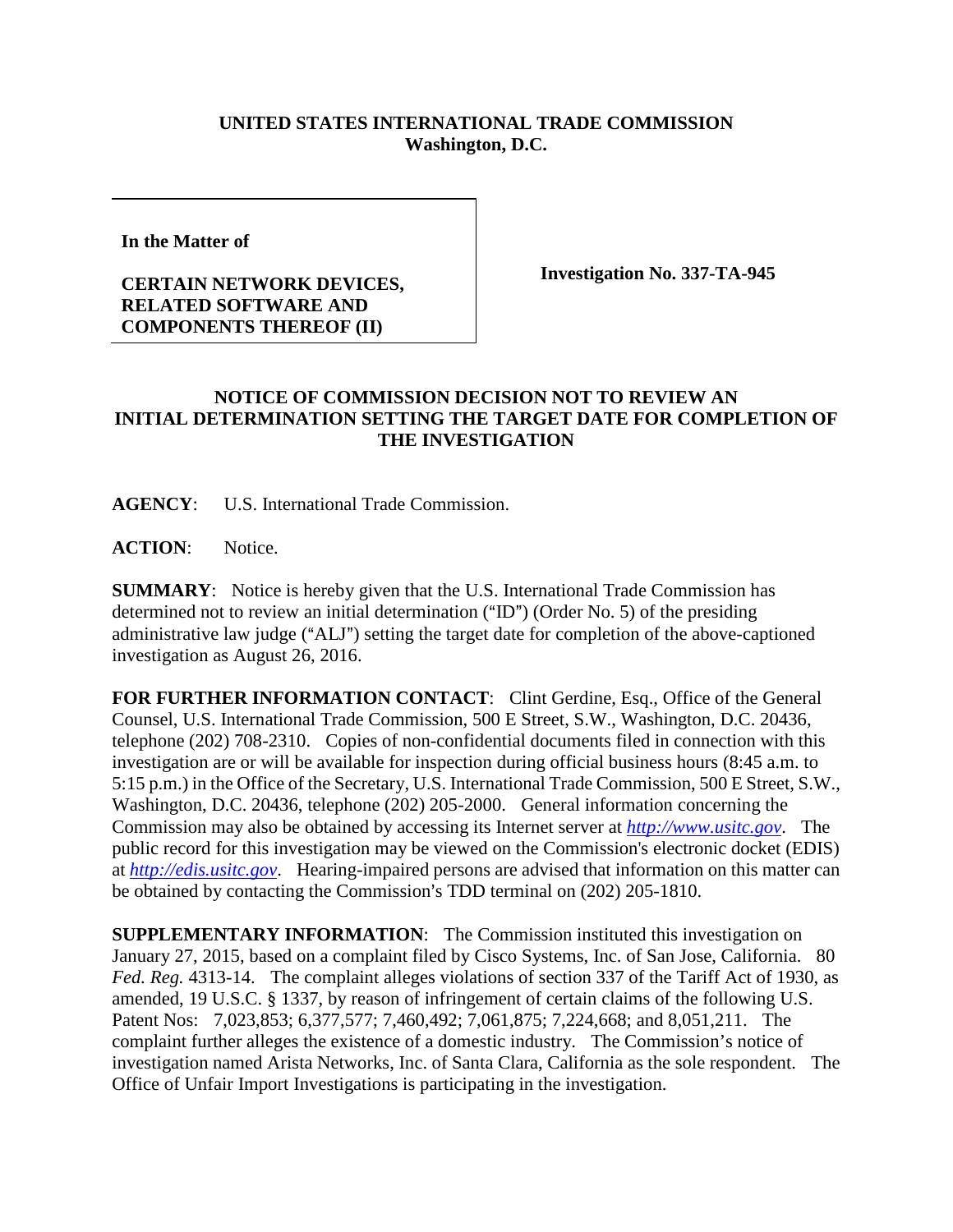**UNITED STATES INTERNATIONAL TRADE COMMISSION**
**Washington, D.C.**

**In the Matter of**

**CERTAIN NETWORK DEVICES, RELATED SOFTWARE AND COMPONENTS THEREOF (II)**

**Investigation No. 337-TA-945**

**NOTICE OF COMMISSION DECISION NOT TO REVIEW AN INITIAL DETERMINATION SETTING THE TARGET DATE FOR COMPLETION OF THE INVESTIGATION**

**AGENCY**: U.S. International Trade Commission.

**ACTION**: Notice.

**SUMMARY**: Notice is hereby given that the U.S. International Trade Commission has determined not to review an initial determination ("ID") (Order No. 5) of the presiding administrative law judge ("ALJ") setting the target date for completion of the above-captioned investigation as August 26, 2016.

**FOR FURTHER INFORMATION CONTACT**: Clint Gerdine, Esq., Office of the General Counsel, U.S. International Trade Commission, 500 E Street, S.W., Washington, D.C. 20436, telephone (202) 708-2310. Copies of non-confidential documents filed in connection with this investigation are or will be available for inspection during official business hours (8:45 a.m. to 5:15 p.m.) in the Office of the Secretary, U.S. International Trade Commission, 500 E Street, S.W., Washington, D.C. 20436, telephone (202) 205-2000. General information concerning the Commission may also be obtained by accessing its Internet server at *http://www.usitc.gov*. The public record for this investigation may be viewed on the Commission's electronic docket (EDIS) at *http://edis.usitc.gov*. Hearing-impaired persons are advised that information on this matter can be obtained by contacting the Commission's TDD terminal on (202) 205-1810.

**SUPPLEMENTARY INFORMATION**: The Commission instituted this investigation on January 27, 2015, based on a complaint filed by Cisco Systems, Inc. of San Jose, California. 80 *Fed. Reg.* 4313-14. The complaint alleges violations of section 337 of the Tariff Act of 1930, as amended, 19 U.S.C. § 1337, by reason of infringement of certain claims of the following U.S. Patent Nos: 7,023,853; 6,377,577; 7,460,492; 7,061,875; 7,224,668; and 8,051,211. The complaint further alleges the existence of a domestic industry. The Commission's notice of investigation named Arista Networks, Inc. of Santa Clara, California as the sole respondent. The Office of Unfair Import Investigations is participating in the investigation.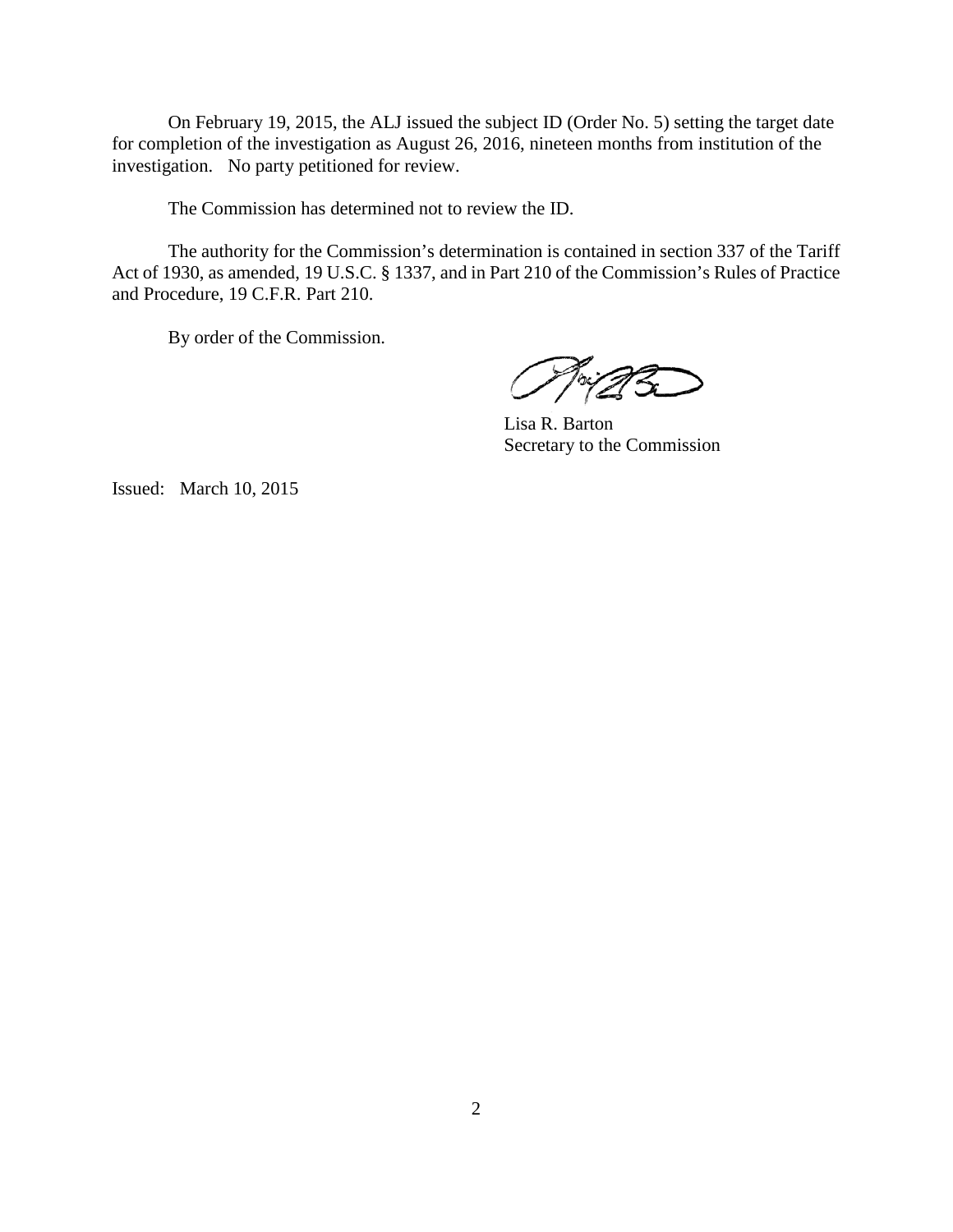On February 19, 2015, the ALJ issued the subject ID (Order No. 5) setting the target date for completion of the investigation as August 26, 2016, nineteen months from institution of the investigation. No party petitioned for review.

The Commission has determined not to review the ID.

The authority for the Commission's determination is contained in section 337 of the Tariff Act of 1930, as amended, 19 U.S.C. § 1337, and in Part 210 of the Commission's Rules of Practice and Procedure, 19 C.F.R. Part 210.

By order of the Commission.

Lisa R. Barton
Secretary to the Commission

Issued: March 10, 2015